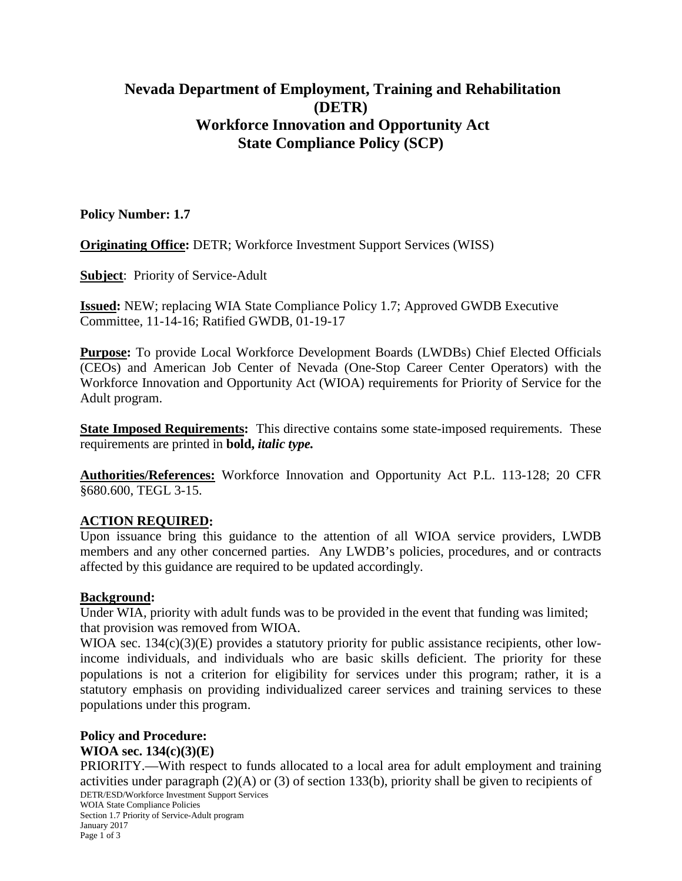# Nevada Department of Employment, Training and Rehabilitation (DETR)
# Workforce Innovation and Opportunity Act
# State Compliance Policy (SCP)

**Policy Number: 1.7**

**Originating Office:** DETR; Workforce Investment Support Services (WISS)

**Subject**: Priority of Service-Adult

**Issued:** NEW; replacing WIA State Compliance Policy 1.7; Approved GWDB Executive Committee, 11-14-16; Ratified GWDB, 01-19-17

**Purpose:** To provide Local Workforce Development Boards (LWDBs) Chief Elected Officials (CEOs) and American Job Center of Nevada (One-Stop Career Center Operators) with the Workforce Innovation and Opportunity Act (WIOA) requirements for Priority of Service for the Adult program.

**State Imposed Requirements:** This directive contains some state-imposed requirements. These requirements are printed in **bold,** ***italic type.***

**Authorities/References:** Workforce Innovation and Opportunity Act P.L. 113-128; 20 CFR §680.600, TEGL 3-15.

**ACTION REQUIRED:**

Upon issuance bring this guidance to the attention of all WIOA service providers, LWDB members and any other concerned parties. Any LWDB's policies, procedures, and or contracts affected by this guidance are required to be updated accordingly.

**Background:**

Under WIA, priority with adult funds was to be provided in the event that funding was limited; that provision was removed from WIOA.

WIOA sec. 134(c)(3)(E) provides a statutory priority for public assistance recipients, other low-income individuals, and individuals who are basic skills deficient. The priority for these populations is not a criterion for eligibility for services under this program; rather, it is a statutory emphasis on providing individualized career services and training services to these populations under this program.

**Policy and Procedure:**

**WIOA sec. 134(c)(3)(E)**

PRIORITY.—With respect to funds allocated to a local area for adult employment and training activities under paragraph (2)(A) or (3) of section 133(b), priority shall be given to recipients of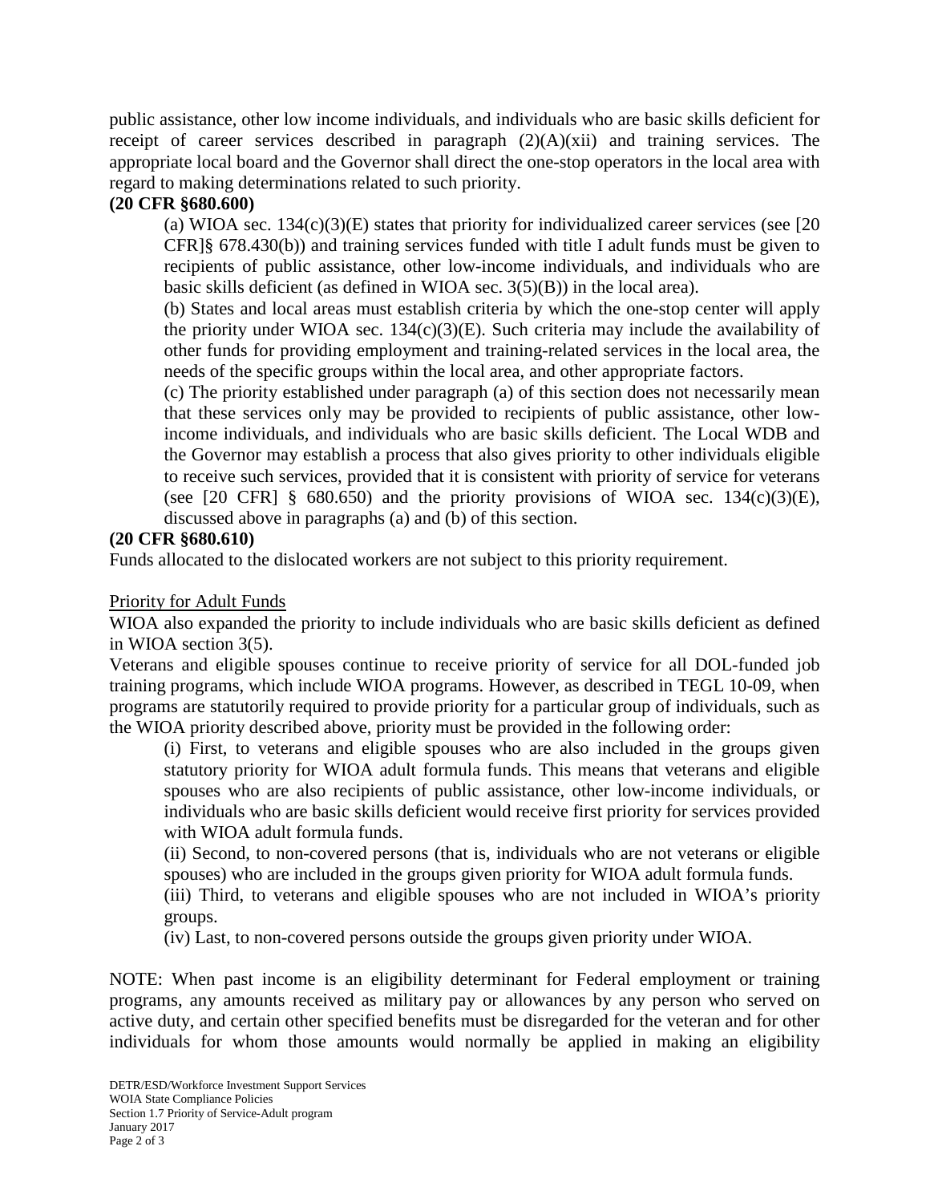public assistance, other low income individuals, and individuals who are basic skills deficient for receipt of career services described in paragraph (2)(A)(xii) and training services. The appropriate local board and the Governor shall direct the one-stop operators in the local area with regard to making determinations related to such priority.

**(20 CFR §680.600)**

> (a) WIOA sec. 134(c)(3)(E) states that priority for individualized career services (see [20 CFR]§ 678.430(b)) and training services funded with title I adult funds must be given to recipients of public assistance, other low-income individuals, and individuals who are basic skills deficient (as defined in WIOA sec. 3(5)(B)) in the local area).
>
> (b) States and local areas must establish criteria by which the one-stop center will apply the priority under WIOA sec. 134(c)(3)(E). Such criteria may include the availability of other funds for providing employment and training-related services in the local area, the needs of the specific groups within the local area, and other appropriate factors.
>
> (c) The priority established under paragraph (a) of this section does not necessarily mean that these services only may be provided to recipients of public assistance, other low-income individuals, and individuals who are basic skills deficient. The Local WDB and the Governor may establish a process that also gives priority to other individuals eligible to receive such services, provided that it is consistent with priority of service for veterans (see [20 CFR] § 680.650) and the priority provisions of WIOA sec. 134(c)(3)(E), discussed above in paragraphs (a) and (b) of this section.

**(20 CFR §680.610)**

Funds allocated to the dislocated workers are not subject to this priority requirement.

<u>Priority for Adult Funds</u>

WIOA also expanded the priority to include individuals who are basic skills deficient as defined in WIOA section 3(5).

Veterans and eligible spouses continue to receive priority of service for all DOL-funded job training programs, which include WIOA programs. However, as described in TEGL 10-09, when programs are statutorily required to provide priority for a particular group of individuals, such as the WIOA priority described above, priority must be provided in the following order:

> (i) First, to veterans and eligible spouses who are also included in the groups given statutory priority for WIOA adult formula funds. This means that veterans and eligible spouses who are also recipients of public assistance, other low-income individuals, or individuals who are basic skills deficient would receive first priority for services provided with WIOA adult formula funds.
>
> (ii) Second, to non-covered persons (that is, individuals who are not veterans or eligible spouses) who are included in the groups given priority for WIOA adult formula funds.
>
> (iii) Third, to veterans and eligible spouses who are not included in WIOA's priority groups.
>
> (iv) Last, to non-covered persons outside the groups given priority under WIOA.

NOTE: When past income is an eligibility determinant for Federal employment or training programs, any amounts received as military pay or allowances by any person who served on active duty, and certain other specified benefits must be disregarded for the veteran and for other individuals for whom those amounts would normally be applied in making an eligibility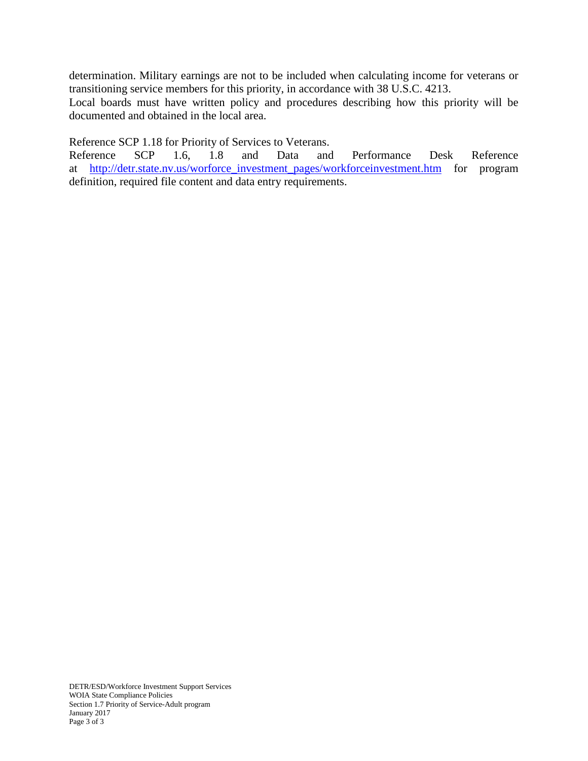determination. Military earnings are not to be included when calculating income for veterans or transitioning service members for this priority, in accordance with 38 U.S.C. 4213.

Local boards must have written policy and procedures describing how this priority will be documented and obtained in the local area.

Reference SCP 1.18 for Priority of Services to Veterans.

Reference SCP 1.6, 1.8 and Data and Performance Desk Reference at [http://detr.state.nv.us/worforce_investment_pages/workforceinvestment.htm](http://detr.state.nv.us/worforce_investment_pages/workforceinvestment.htm) for program definition, required file content and data entry requirements.